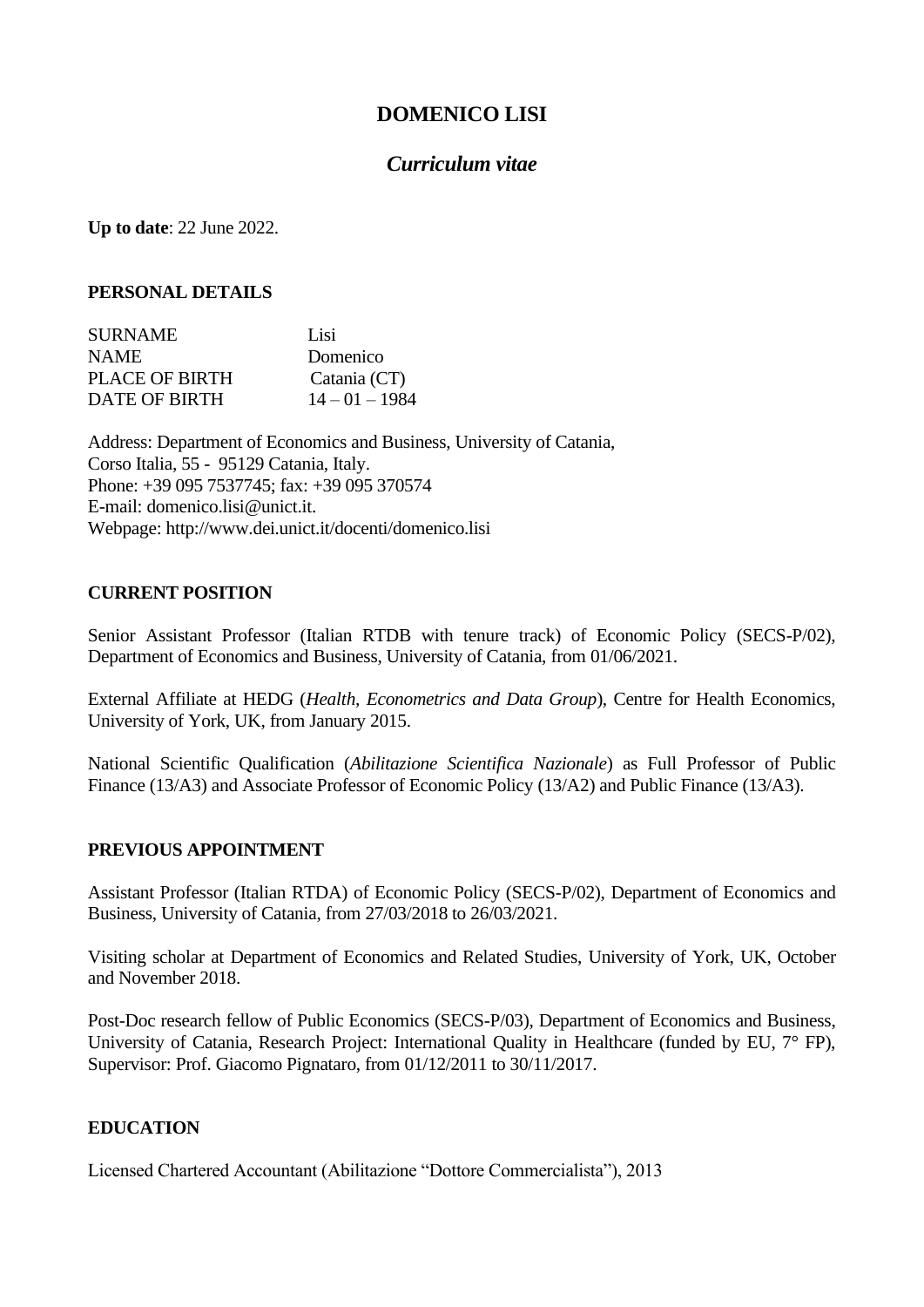# DOMENICO LISI

## *Curriculum vitae*

**Up to date**: 22 June 2022.

### PERSONAL DETAILS

| | |
|---|---|
| SURNAME | Lisi |
| NAME | Domenico |
| PLACE OF BIRTH | Catania (CT) |
| DATE OF BIRTH | 14 – 01 – 1984 |

Address: Department of Economics and Business, University of Catania,
Corso Italia, 55 - 95129 Catania, Italy.
Phone: +39 095 7537745; fax: +39 095 370574
E-mail: domenico.lisi@unict.it.
Webpage: http://www.dei.unict.it/docenti/domenico.lisi

### CURRENT POSITION

Senior Assistant Professor (Italian RTDB with tenure track) of Economic Policy (SECS-P/02), Department of Economics and Business, University of Catania, from 01/06/2021.

External Affiliate at HEDG (*Health, Econometrics and Data Group*), Centre for Health Economics, University of York, UK, from January 2015.

National Scientific Qualification (*Abilitazione Scientifica Nazionale*) as Full Professor of Public Finance (13/A3) and Associate Professor of Economic Policy (13/A2) and Public Finance (13/A3).

### PREVIOUS APPOINTMENT

Assistant Professor (Italian RTDA) of Economic Policy (SECS-P/02), Department of Economics and Business, University of Catania, from 27/03/2018 to 26/03/2021.

Visiting scholar at Department of Economics and Related Studies, University of York, UK, October and November 2018.

Post-Doc research fellow of Public Economics (SECS-P/03), Department of Economics and Business, University of Catania, Research Project: International Quality in Healthcare (funded by EU, 7° FP), Supervisor: Prof. Giacomo Pignataro, from 01/12/2011 to 30/11/2017.

### EDUCATION

Licensed Chartered Accountant (Abilitazione "Dottore Commercialista"), 2013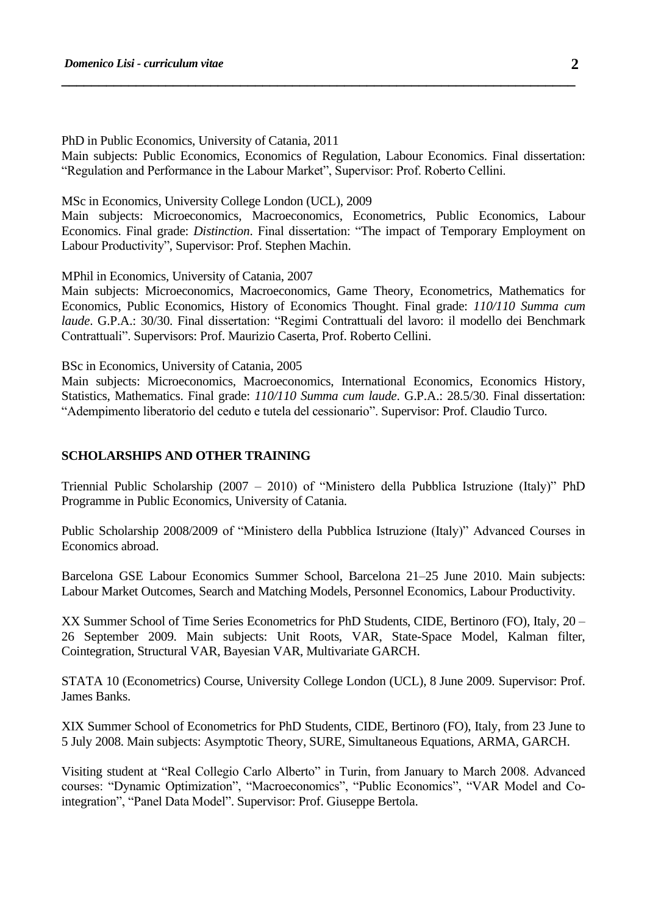PhD in Public Economics, University of Catania, 2011
Main subjects: Public Economics, Economics of Regulation, Labour Economics. Final dissertation: "Regulation and Performance in the Labour Market", Supervisor: Prof. Roberto Cellini.

MSc in Economics, University College London (UCL), 2009
Main subjects: Microeconomics, Macroeconomics, Econometrics, Public Economics, Labour Economics. Final grade: *Distinction*. Final dissertation: "The impact of Temporary Employment on Labour Productivity", Supervisor: Prof. Stephen Machin.

MPhil in Economics, University of Catania, 2007
Main subjects: Microeconomics, Macroeconomics, Game Theory, Econometrics, Mathematics for Economics, Public Economics, History of Economics Thought. Final grade: *110/110 Summa cum laude*. G.P.A.: 30/30. Final dissertation: "Regimi Contrattuali del lavoro: il modello dei Benchmark Contrattuali". Supervisors: Prof. Maurizio Caserta, Prof. Roberto Cellini.

BSc in Economics, University of Catania, 2005
Main subjects: Microeconomics, Macroeconomics, International Economics, Economics History, Statistics, Mathematics. Final grade: *110/110 Summa cum laude*. G.P.A.: 28.5/30. Final dissertation: "Adempimento liberatorio del ceduto e tutela del cessionario". Supervisor: Prof. Claudio Turco.

## SCHOLARSHIPS AND OTHER TRAINING

Triennial Public Scholarship (2007 – 2010) of "Ministero della Pubblica Istruzione (Italy)" PhD Programme in Public Economics, University of Catania.

Public Scholarship 2008/2009 of "Ministero della Pubblica Istruzione (Italy)" Advanced Courses in Economics abroad.

Barcelona GSE Labour Economics Summer School, Barcelona 21–25 June 2010. Main subjects: Labour Market Outcomes, Search and Matching Models, Personnel Economics, Labour Productivity.

XX Summer School of Time Series Econometrics for PhD Students, CIDE, Bertinoro (FO), Italy, 20 – 26 September 2009. Main subjects: Unit Roots, VAR, State-Space Model, Kalman filter, Cointegration, Structural VAR, Bayesian VAR, Multivariate GARCH.

STATA 10 (Econometrics) Course, University College London (UCL), 8 June 2009. Supervisor: Prof. James Banks.

XIX Summer School of Econometrics for PhD Students, CIDE, Bertinoro (FO), Italy, from 23 June to 5 July 2008. Main subjects: Asymptotic Theory, SURE, Simultaneous Equations, ARMA, GARCH.

Visiting student at "Real Collegio Carlo Alberto" in Turin, from January to March 2008. Advanced courses: "Dynamic Optimization", "Macroeconomics", "Public Economics", "VAR Model and Co-integration", "Panel Data Model". Supervisor: Prof. Giuseppe Bertola.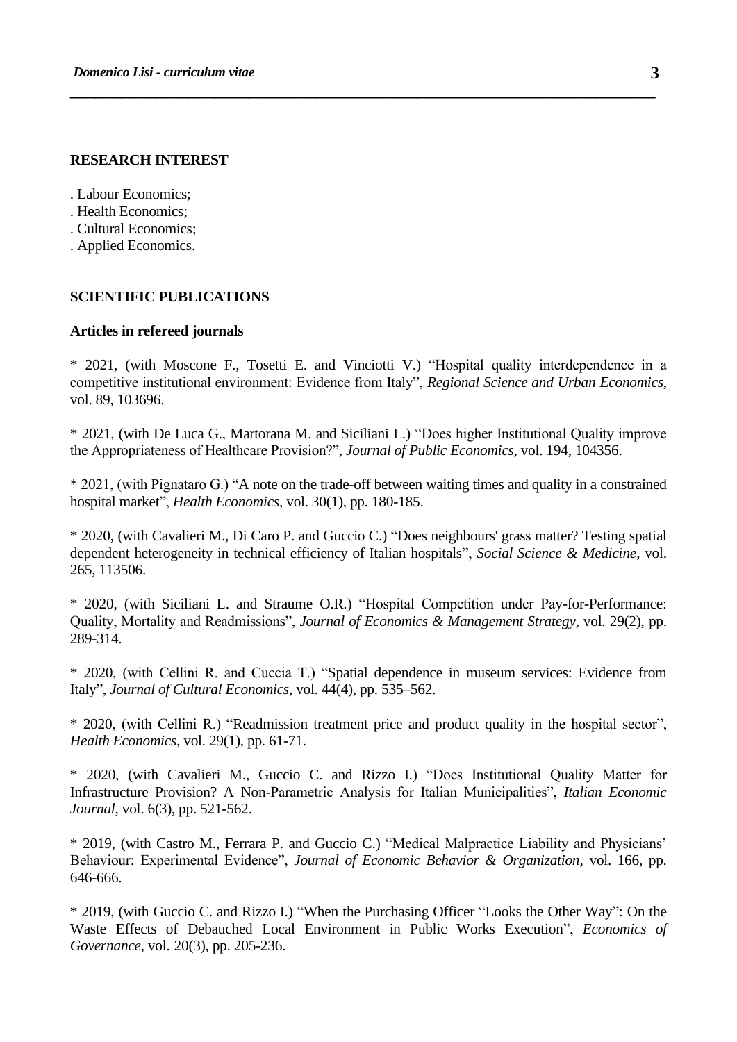## RESEARCH INTEREST

. Labour Economics;
. Health Economics;
. Cultural Economics;
. Applied Economics.

## SCIENTIFIC PUBLICATIONS

### Articles in refereed journals

* 2021, (with Moscone F., Tosetti E. and Vinciotti V.) "Hospital quality interdependence in a competitive institutional environment: Evidence from Italy", *Regional Science and Urban Economics*, vol. 89, 103696.

* 2021, (with De Luca G., Martorana M. and Siciliani L.) "Does higher Institutional Quality improve the Appropriateness of Healthcare Provision?", *Journal of Public Economics*, vol. 194, 104356.

* 2021, (with Pignataro G.) "A note on the trade-off between waiting times and quality in a constrained hospital market", *Health Economics*, vol. 30(1), pp. 180-185.

* 2020, (with Cavalieri M., Di Caro P. and Guccio C.) "Does neighbours' grass matter? Testing spatial dependent heterogeneity in technical efficiency of Italian hospitals", *Social Science & Medicine*, vol. 265, 113506.

* 2020, (with Siciliani L. and Straume O.R.) "Hospital Competition under Pay-for-Performance: Quality, Mortality and Readmissions", *Journal of Economics & Management Strategy*, vol. 29(2), pp. 289-314.

* 2020, (with Cellini R. and Cuccia T.) "Spatial dependence in museum services: Evidence from Italy", *Journal of Cultural Economics*, vol. 44(4), pp. 535–562.

* 2020, (with Cellini R.) "Readmission treatment price and product quality in the hospital sector", *Health Economics*, vol. 29(1), pp. 61-71.

* 2020, (with Cavalieri M., Guccio C. and Rizzo I.) "Does Institutional Quality Matter for Infrastructure Provision? A Non-Parametric Analysis for Italian Municipalities", *Italian Economic Journal*, vol. 6(3), pp. 521-562.

* 2019, (with Castro M., Ferrara P. and Guccio C.) "Medical Malpractice Liability and Physicians' Behaviour: Experimental Evidence", *Journal of Economic Behavior & Organization*, vol. 166, pp. 646-666.

* 2019, (with Guccio C. and Rizzo I.) "When the Purchasing Officer "Looks the Other Way": On the Waste Effects of Debauched Local Environment in Public Works Execution", *Economics of Governance*, vol. 20(3), pp. 205-236.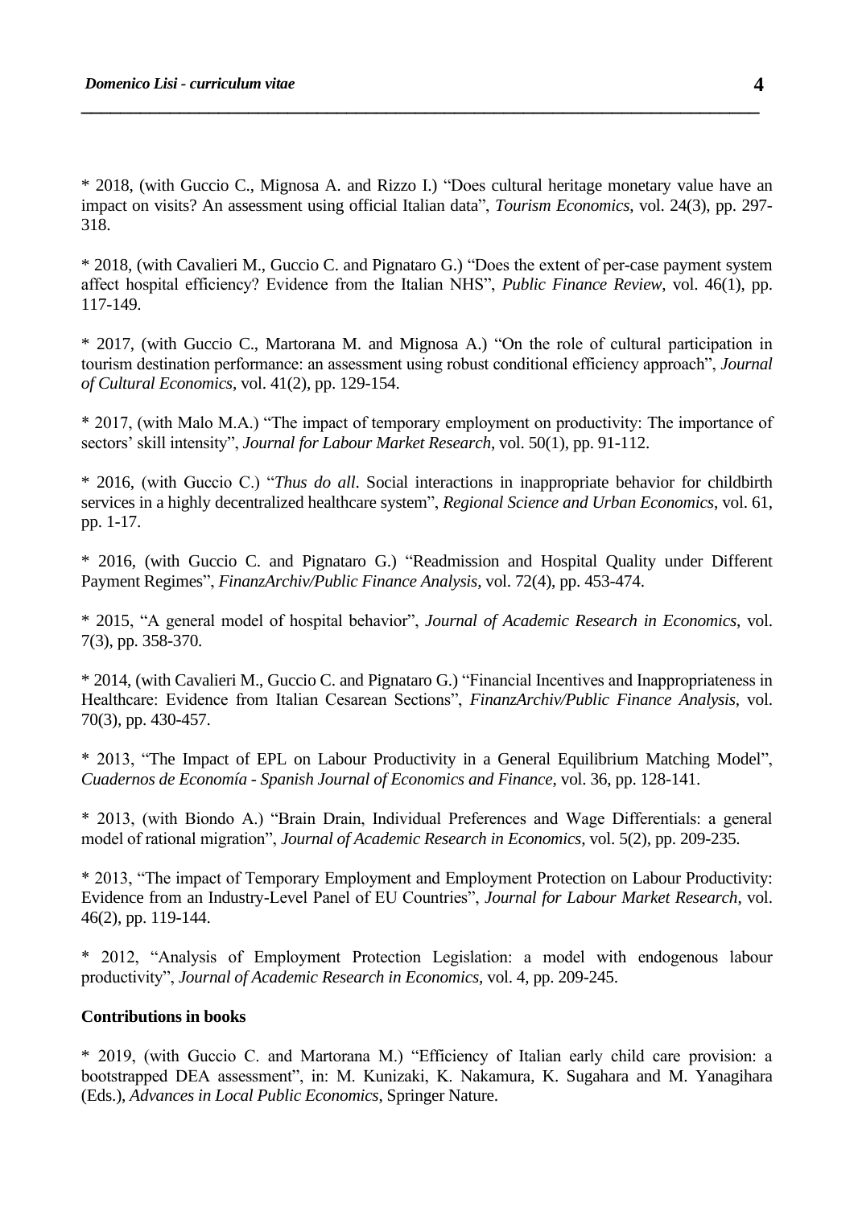* 2018, (with Guccio C., Mignosa A. and Rizzo I.) “Does cultural heritage monetary value have an impact on visits? An assessment using official Italian data”, *Tourism Economics*, vol. 24(3), pp. 297-318.

* 2018, (with Cavalieri M., Guccio C. and Pignataro G.) “Does the extent of per-case payment system affect hospital efficiency? Evidence from the Italian NHS”, *Public Finance Review*, vol. 46(1), pp. 117-149.

* 2017, (with Guccio C., Martorana M. and Mignosa A.) “On the role of cultural participation in tourism destination performance: an assessment using robust conditional efficiency approach”, *Journal of Cultural Economics*, vol. 41(2), pp. 129-154.

* 2017, (with Malo M.A.) “The impact of temporary employment on productivity: The importance of sectors’ skill intensity”, *Journal for Labour Market Research*, vol. 50(1), pp. 91-112.

* 2016, (with Guccio C.) “*Thus do all*. Social interactions in inappropriate behavior for childbirth services in a highly decentralized healthcare system”, *Regional Science and Urban Economics*, vol. 61, pp. 1-17.

* 2016, (with Guccio C. and Pignataro G.) “Readmission and Hospital Quality under Different Payment Regimes”, *FinanzArchiv/Public Finance Analysis*, vol. 72(4), pp. 453-474.

* 2015, “A general model of hospital behavior”, *Journal of Academic Research in Economics*, vol. 7(3), pp. 358-370.

* 2014, (with Cavalieri M., Guccio C. and Pignataro G.) “Financial Incentives and Inappropriateness in Healthcare: Evidence from Italian Cesarean Sections”, *FinanzArchiv/Public Finance Analysis*, vol. 70(3), pp. 430-457.

* 2013, “The Impact of EPL on Labour Productivity in a General Equilibrium Matching Model”, *Cuadernos de Economía - Spanish Journal of Economics and Finance*, vol. 36, pp. 128-141.

* 2013, (with Biondo A.) “Brain Drain, Individual Preferences and Wage Differentials: a general model of rational migration”, *Journal of Academic Research in Economics*, vol. 5(2), pp. 209-235.

* 2013, “The impact of Temporary Employment and Employment Protection on Labour Productivity: Evidence from an Industry-Level Panel of EU Countries”, *Journal for Labour Market Research*, vol. 46(2), pp. 119-144.

* 2012, “Analysis of Employment Protection Legislation: a model with endogenous labour productivity”, *Journal of Academic Research in Economics*, vol. 4, pp. 209-245.

**Contributions in books**

* 2019, (with Guccio C. and Martorana M.) “Efficiency of Italian early child care provision: a bootstrapped DEA assessment”, in: M. Kunizaki, K. Nakamura, K. Sugahara and M. Yanagihara (Eds.), *Advances in Local Public Economics*, Springer Nature.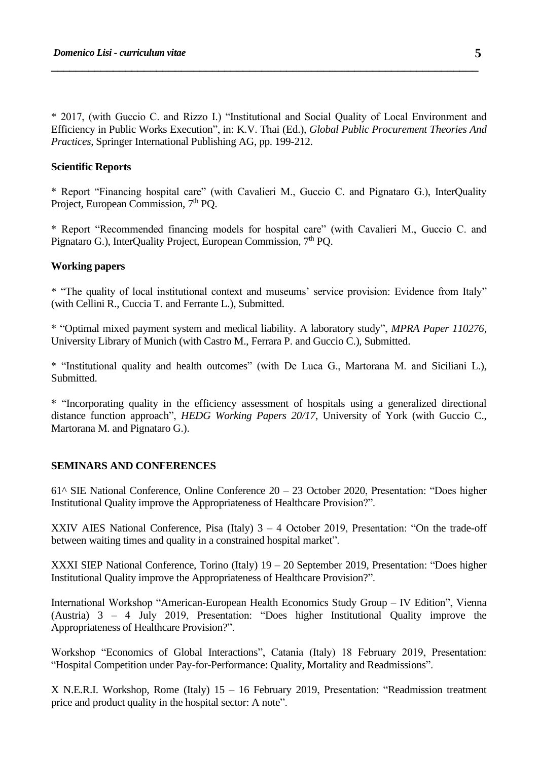* 2017, (with Guccio C. and Rizzo I.) "Institutional and Social Quality of Local Environment and Efficiency in Public Works Execution", in: K.V. Thai (Ed.), *Global Public Procurement Theories And Practices*, Springer International Publishing AG, pp. 199-212.

**Scientific Reports**

* Report "Financing hospital care" (with Cavalieri M., Guccio C. and Pignataro G.), InterQuality Project, European Commission, 7th PQ.

* Report "Recommended financing models for hospital care" (with Cavalieri M., Guccio C. and Pignataro G.), InterQuality Project, European Commission, 7th PQ.

**Working papers**

* "The quality of local institutional context and museums' service provision: Evidence from Italy" (with Cellini R., Cuccia T. and Ferrante L.), Submitted.

* "Optimal mixed payment system and medical liability. A laboratory study", *MPRA Paper 110276*, University Library of Munich (with Castro M., Ferrara P. and Guccio C.), Submitted.

* "Institutional quality and health outcomes" (with De Luca G., Martorana M. and Siciliani L.), Submitted.

* "Incorporating quality in the efficiency assessment of hospitals using a generalized directional distance function approach", *HEDG Working Papers 20/17*, University of York (with Guccio C., Martorana M. and Pignataro G.).

**SEMINARS AND CONFERENCES**

61^ SIE National Conference, Online Conference 20 – 23 October 2020, Presentation: "Does higher Institutional Quality improve the Appropriateness of Healthcare Provision?".

XXIV AIES National Conference, Pisa (Italy) 3 – 4 October 2019, Presentation: "On the trade-off between waiting times and quality in a constrained hospital market".

XXXI SIEP National Conference, Torino (Italy) 19 – 20 September 2019, Presentation: "Does higher Institutional Quality improve the Appropriateness of Healthcare Provision?".

International Workshop "American-European Health Economics Study Group – IV Edition", Vienna (Austria) 3 – 4 July 2019, Presentation: "Does higher Institutional Quality improve the Appropriateness of Healthcare Provision?".

Workshop "Economics of Global Interactions", Catania (Italy) 18 February 2019, Presentation: "Hospital Competition under Pay-for-Performance: Quality, Mortality and Readmissions".

X N.E.R.I. Workshop, Rome (Italy) 15 – 16 February 2019, Presentation: "Readmission treatment price and product quality in the hospital sector: A note".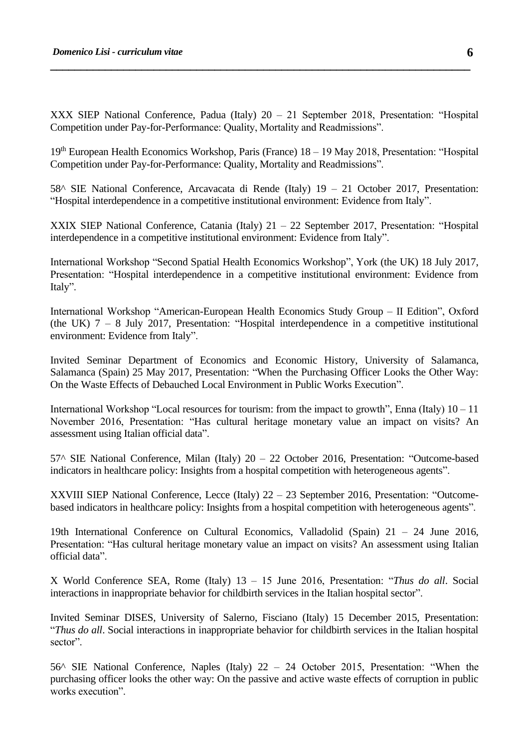XXX SIEP National Conference, Padua (Italy) 20 – 21 September 2018, Presentation: “Hospital Competition under Pay-for-Performance: Quality, Mortality and Readmissions”.

19th European Health Economics Workshop, Paris (France) 18 – 19 May 2018, Presentation: “Hospital Competition under Pay-for-Performance: Quality, Mortality and Readmissions”.

58^ SIE National Conference, Arcavacata di Rende (Italy) 19 – 21 October 2017, Presentation: “Hospital interdependence in a competitive institutional environment: Evidence from Italy”.

XXIX SIEP National Conference, Catania (Italy) 21 – 22 September 2017, Presentation: “Hospital interdependence in a competitive institutional environment: Evidence from Italy”.

International Workshop “Second Spatial Health Economics Workshop”, York (the UK) 18 July 2017, Presentation: “Hospital interdependence in a competitive institutional environment: Evidence from Italy”.

International Workshop “American-European Health Economics Study Group – II Edition”, Oxford (the UK) 7 – 8 July 2017, Presentation: “Hospital interdependence in a competitive institutional environment: Evidence from Italy”.

Invited Seminar Department of Economics and Economic History, University of Salamanca, Salamanca (Spain) 25 May 2017, Presentation: “When the Purchasing Officer Looks the Other Way: On the Waste Effects of Debauched Local Environment in Public Works Execution”.

International Workshop “Local resources for tourism: from the impact to growth”, Enna (Italy) 10 – 11 November 2016, Presentation: “Has cultural heritage monetary value an impact on visits? An assessment using Italian official data”.

57^ SIE National Conference, Milan (Italy) 20 – 22 October 2016, Presentation: “Outcome-based indicators in healthcare policy: Insights from a hospital competition with heterogeneous agents”.

XXVIII SIEP National Conference, Lecce (Italy) 22 – 23 September 2016, Presentation: “Outcome-based indicators in healthcare policy: Insights from a hospital competition with heterogeneous agents”.

19th International Conference on Cultural Economics, Valladolid (Spain) 21 – 24 June 2016, Presentation: “Has cultural heritage monetary value an impact on visits? An assessment using Italian official data”.

X World Conference SEA, Rome (Italy) 13 – 15 June 2016, Presentation: “*Thus do all*. Social interactions in inappropriate behavior for childbirth services in the Italian hospital sector”.

Invited Seminar DISES, University of Salerno, Fisciano (Italy) 15 December 2015, Presentation: “*Thus do all*. Social interactions in inappropriate behavior for childbirth services in the Italian hospital sector”.

56^ SIE National Conference, Naples (Italy) 22 – 24 October 2015, Presentation: “When the purchasing officer looks the other way: On the passive and active waste effects of corruption in public works execution”.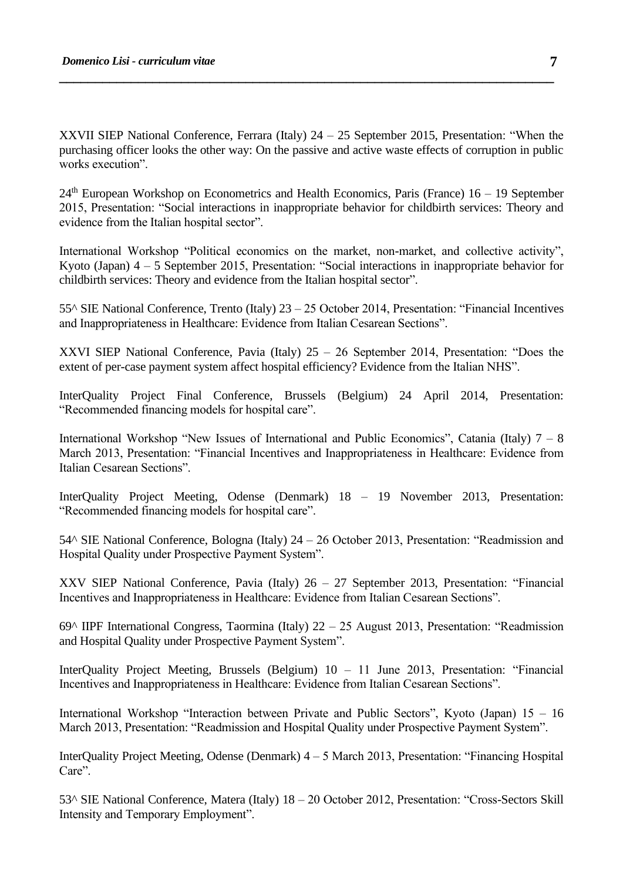XXVII SIEP National Conference, Ferrara (Italy) 24 – 25 September 2015, Presentation: "When the purchasing officer looks the other way: On the passive and active waste effects of corruption in public works execution".

24th European Workshop on Econometrics and Health Economics, Paris (France) 16 – 19 September 2015, Presentation: "Social interactions in inappropriate behavior for childbirth services: Theory and evidence from the Italian hospital sector".

International Workshop "Political economics on the market, non-market, and collective activity", Kyoto (Japan) 4 – 5 September 2015, Presentation: "Social interactions in inappropriate behavior for childbirth services: Theory and evidence from the Italian hospital sector".

55^ SIE National Conference, Trento (Italy) 23 – 25 October 2014, Presentation: "Financial Incentives and Inappropriateness in Healthcare: Evidence from Italian Cesarean Sections".

XXVI SIEP National Conference, Pavia (Italy) 25 – 26 September 2014, Presentation: "Does the extent of per-case payment system affect hospital efficiency? Evidence from the Italian NHS".

InterQuality Project Final Conference, Brussels (Belgium) 24 April 2014, Presentation: "Recommended financing models for hospital care".

International Workshop "New Issues of International and Public Economics", Catania (Italy) 7 – 8 March 2013, Presentation: "Financial Incentives and Inappropriateness in Healthcare: Evidence from Italian Cesarean Sections".

InterQuality Project Meeting, Odense (Denmark) 18 – 19 November 2013, Presentation: "Recommended financing models for hospital care".

54^ SIE National Conference, Bologna (Italy) 24 – 26 October 2013, Presentation: "Readmission and Hospital Quality under Prospective Payment System".

XXV SIEP National Conference, Pavia (Italy) 26 – 27 September 2013, Presentation: "Financial Incentives and Inappropriateness in Healthcare: Evidence from Italian Cesarean Sections".

69^ IIPF International Congress, Taormina (Italy) 22 – 25 August 2013, Presentation: "Readmission and Hospital Quality under Prospective Payment System".

InterQuality Project Meeting, Brussels (Belgium) 10 – 11 June 2013, Presentation: "Financial Incentives and Inappropriateness in Healthcare: Evidence from Italian Cesarean Sections".

International Workshop "Interaction between Private and Public Sectors", Kyoto (Japan) 15 – 16 March 2013, Presentation: "Readmission and Hospital Quality under Prospective Payment System".

InterQuality Project Meeting, Odense (Denmark) 4 – 5 March 2013, Presentation: "Financing Hospital Care".

53^ SIE National Conference, Matera (Italy) 18 – 20 October 2012, Presentation: "Cross-Sectors Skill Intensity and Temporary Employment".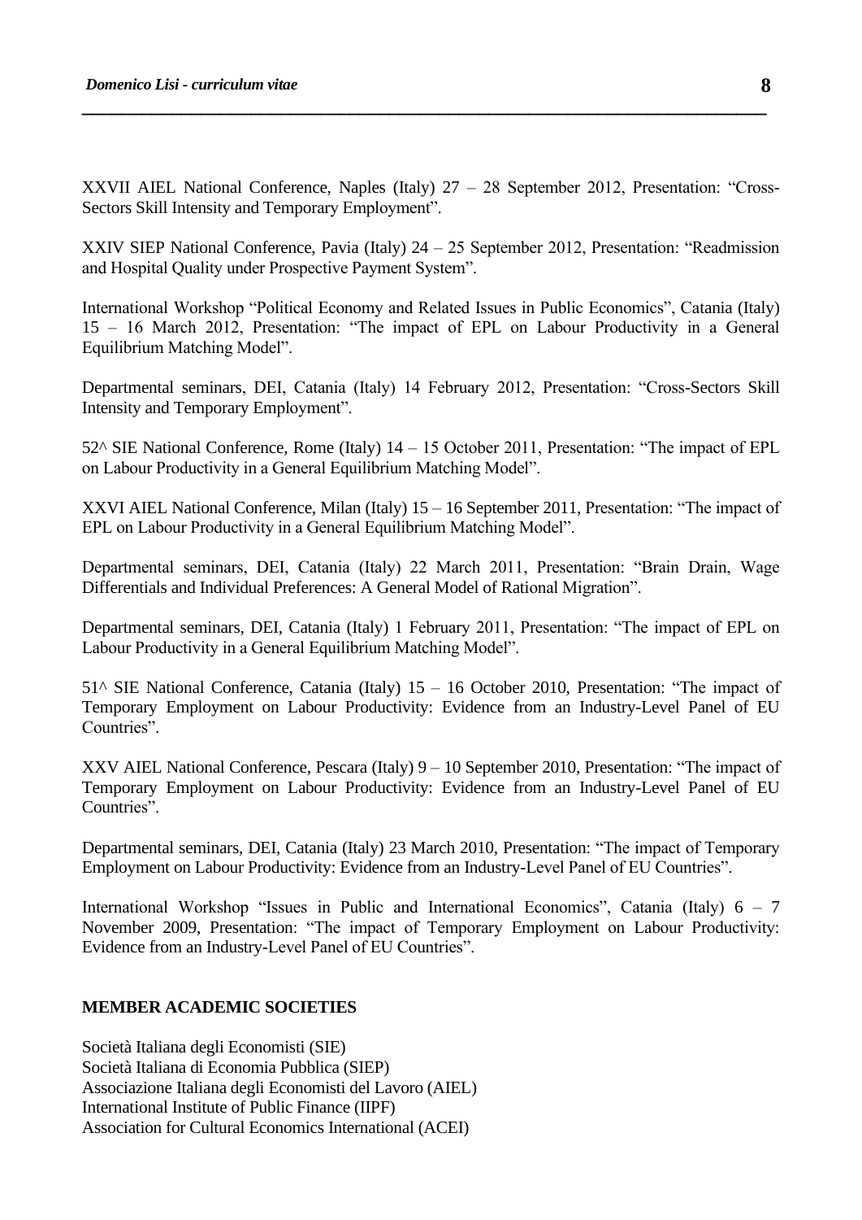XXVII AIEL National Conference, Naples (Italy) 27 – 28 September 2012, Presentation: "Cross-Sectors Skill Intensity and Temporary Employment".

XXIV SIEP National Conference, Pavia (Italy) 24 – 25 September 2012, Presentation: "Readmission and Hospital Quality under Prospective Payment System".

International Workshop "Political Economy and Related Issues in Public Economics", Catania (Italy) 15 – 16 March 2012, Presentation: "The impact of EPL on Labour Productivity in a General Equilibrium Matching Model".

Departmental seminars, DEI, Catania (Italy) 14 February 2012, Presentation: "Cross-Sectors Skill Intensity and Temporary Employment".

52^ SIE National Conference, Rome (Italy) 14 – 15 October 2011, Presentation: "The impact of EPL on Labour Productivity in a General Equilibrium Matching Model".

XXVI AIEL National Conference, Milan (Italy) 15 – 16 September 2011, Presentation: "The impact of EPL on Labour Productivity in a General Equilibrium Matching Model".

Departmental seminars, DEI, Catania (Italy) 22 March 2011, Presentation: "Brain Drain, Wage Differentials and Individual Preferences: A General Model of Rational Migration".

Departmental seminars, DEI, Catania (Italy) 1 February 2011, Presentation: "The impact of EPL on Labour Productivity in a General Equilibrium Matching Model".

51^ SIE National Conference, Catania (Italy) 15 – 16 October 2010, Presentation: "The impact of Temporary Employment on Labour Productivity: Evidence from an Industry-Level Panel of EU Countries".

XXV AIEL National Conference, Pescara (Italy) 9 – 10 September 2010, Presentation: "The impact of Temporary Employment on Labour Productivity: Evidence from an Industry-Level Panel of EU Countries".

Departmental seminars, DEI, Catania (Italy) 23 March 2010, Presentation: "The impact of Temporary Employment on Labour Productivity: Evidence from an Industry-Level Panel of EU Countries".

International Workshop "Issues in Public and International Economics", Catania (Italy) 6 – 7 November 2009, Presentation: "The impact of Temporary Employment on Labour Productivity: Evidence from an Industry-Level Panel of EU Countries".

**MEMBER ACADEMIC SOCIETIES**

Società Italiana degli Economisti (SIE)
Società Italiana di Economia Pubblica (SIEP)
Associazione Italiana degli Economisti del Lavoro (AIEL)
International Institute of Public Finance (IIPF)
Association for Cultural Economics International (ACEI)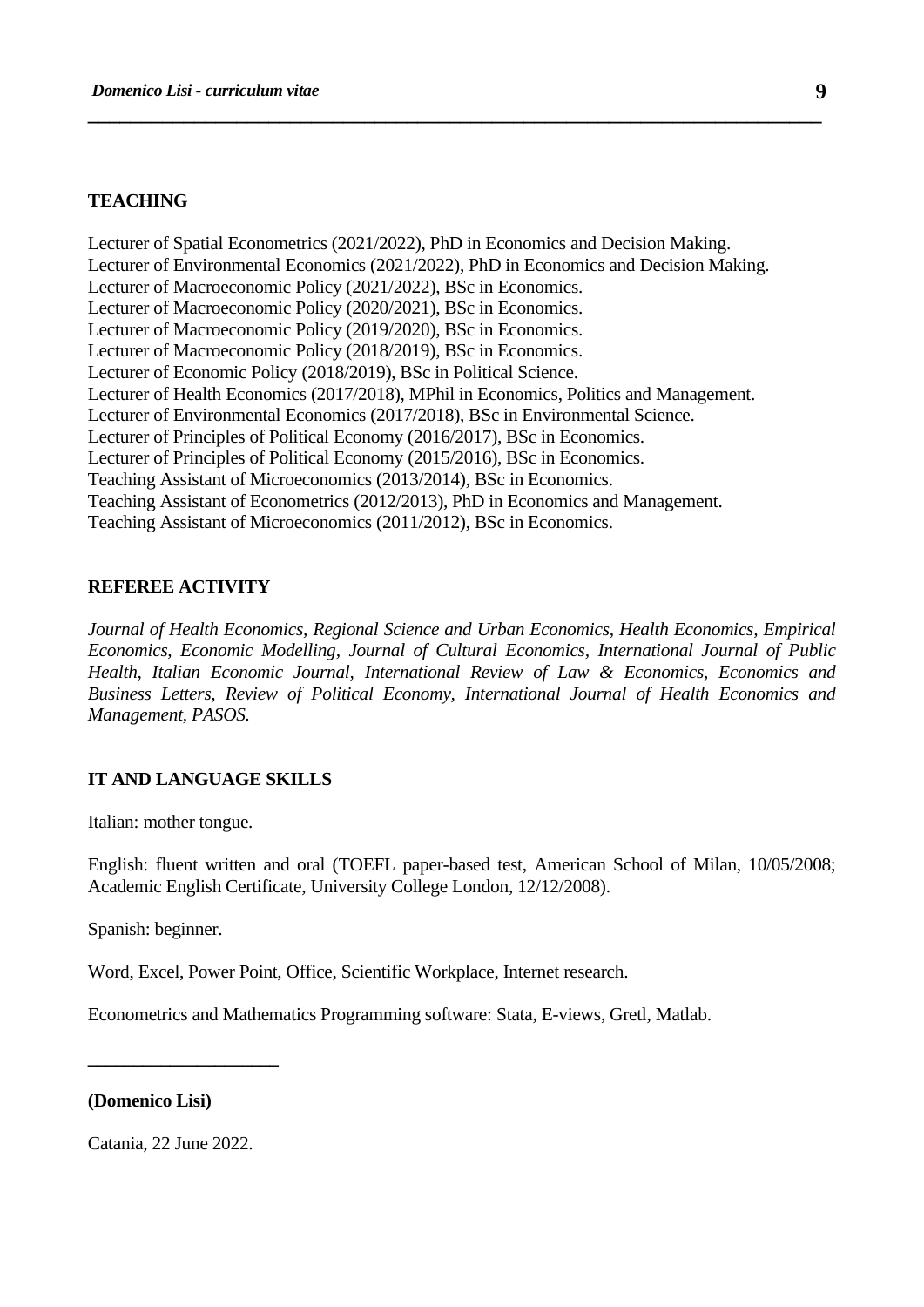## TEACHING

Lecturer of Spatial Econometrics (2021/2022), PhD in Economics and Decision Making.
Lecturer of Environmental Economics (2021/2022), PhD in Economics and Decision Making.
Lecturer of Macroeconomic Policy (2021/2022), BSc in Economics.
Lecturer of Macroeconomic Policy (2020/2021), BSc in Economics.
Lecturer of Macroeconomic Policy (2019/2020), BSc in Economics.
Lecturer of Macroeconomic Policy (2018/2019), BSc in Economics.
Lecturer of Economic Policy (2018/2019), BSc in Political Science.
Lecturer of Health Economics (2017/2018), MPhil in Economics, Politics and Management.
Lecturer of Environmental Economics (2017/2018), BSc in Environmental Science.
Lecturer of Principles of Political Economy (2016/2017), BSc in Economics.
Lecturer of Principles of Political Economy (2015/2016), BSc in Economics.
Teaching Assistant of Microeconomics (2013/2014), BSc in Economics.
Teaching Assistant of Econometrics (2012/2013), PhD in Economics and Management.
Teaching Assistant of Microeconomics (2011/2012), BSc in Economics.

## REFEREE ACTIVITY

*Journal of Health Economics, Regional Science and Urban Economics, Health Economics, Empirical Economics, Economic Modelling, Journal of Cultural Economics, International Journal of Public Health, Italian Economic Journal, International Review of Law & Economics, Economics and Business Letters, Review of Political Economy, International Journal of Health Economics and Management, PASOS.*

## IT AND LANGUAGE SKILLS

Italian: mother tongue.

English: fluent written and oral (TOEFL paper-based test, American School of Milan, 10/05/2008; Academic English Certificate, University College London, 12/12/2008).

Spanish: beginner.

Word, Excel, Power Point, Office, Scientific Workplace, Internet research.

Econometrics and Mathematics Programming software: Stata, E-views, Gretl, Matlab.

\_\_\_\_\_\_\_\_\_\_\_\_\_\_\_\_\_\_\_\_

**(Domenico Lisi)**

Catania, 22 June 2022.